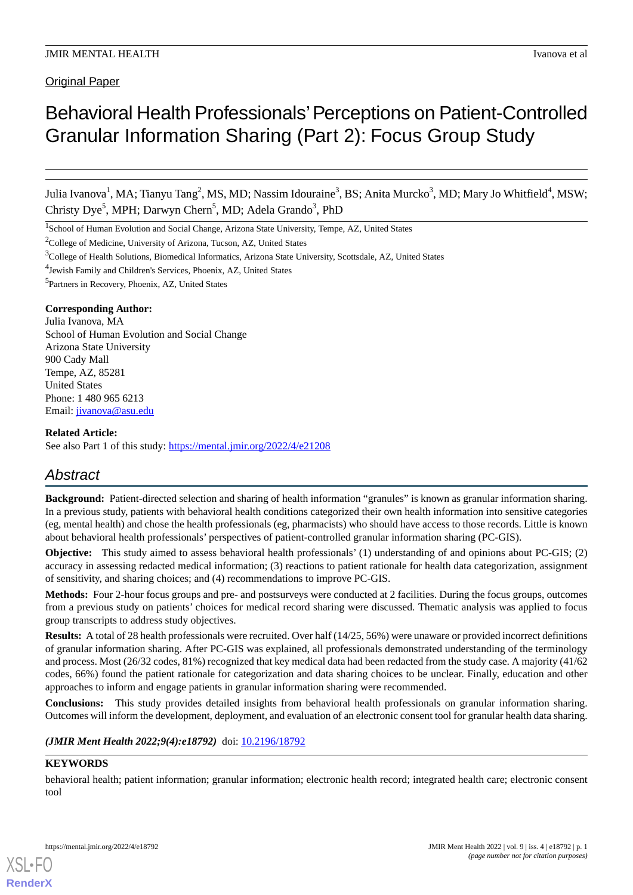Original Paper

# Behavioral Health Professionals' Perceptions on Patient-Controlled Granular Information Sharing (Part 2): Focus Group Study

Julia Ivanova[1], MA; Tianyu Tang[2], MS, MD; Nassim Idouraine[3], BS; Anita Murcko[3], MD; Mary Jo Whitfield[4], MSW; Christy Dye[5], MPH; Darwyn Chern[5], MD; Adela Grando[3], PhD

[1]School of Human Evolution and Social Change, Arizona State University, Tempe, AZ, United States

[2]College of Medicine, University of Arizona, Tucson, AZ, United States

[3]College of Health Solutions, Biomedical Informatics, Arizona State University, Scottsdale, AZ, United States

[4]Jewish Family and Children's Services, Phoenix, AZ, United States

[5]Partners in Recovery, Phoenix, AZ, United States

**Corresponding Author:**
Julia Ivanova, MA
School of Human Evolution and Social Change
Arizona State University
900 Cady Mall
Tempe, AZ, 85281
United States
Phone: 1 480 965 6213
Email: jivanova@asu.edu

**Related Article:**
See also Part 1 of this study: https://mental.jmir.org/2022/4/e21208

## Abstract

**Background:** Patient-directed selection and sharing of health information "granules" is known as granular information sharing. In a previous study, patients with behavioral health conditions categorized their own health information into sensitive categories (eg, mental health) and chose the health professionals (eg, pharmacists) who should have access to those records. Little is known about behavioral health professionals' perspectives of patient-controlled granular information sharing (PC-GIS).

**Objective:** This study aimed to assess behavioral health professionals' (1) understanding of and opinions about PC-GIS; (2) accuracy in assessing redacted medical information; (3) reactions to patient rationale for health data categorization, assignment of sensitivity, and sharing choices; and (4) recommendations to improve PC-GIS.

**Methods:** Four 2-hour focus groups and pre- and postsurveys were conducted at 2 facilities. During the focus groups, outcomes from a previous study on patients' choices for medical record sharing were discussed. Thematic analysis was applied to focus group transcripts to address study objectives.

**Results:** A total of 28 health professionals were recruited. Over half (14/25, 56%) were unaware or provided incorrect definitions of granular information sharing. After PC-GIS was explained, all professionals demonstrated understanding of the terminology and process. Most (26/32 codes, 81%) recognized that key medical data had been redacted from the study case. A majority (41/62 codes, 66%) found the patient rationale for categorization and data sharing choices to be unclear. Finally, education and other approaches to inform and engage patients in granular information sharing were recommended.

**Conclusions:** This study provides detailed insights from behavioral health professionals on granular information sharing. Outcomes will inform the development, deployment, and evaluation of an electronic consent tool for granular health data sharing.

***(JMIR Ment Health 2022;9(4):e18792)*** doi: 10.2196/18792

**KEYWORDS**

behavioral health; patient information; granular information; electronic health record; integrated health care; electronic consent tool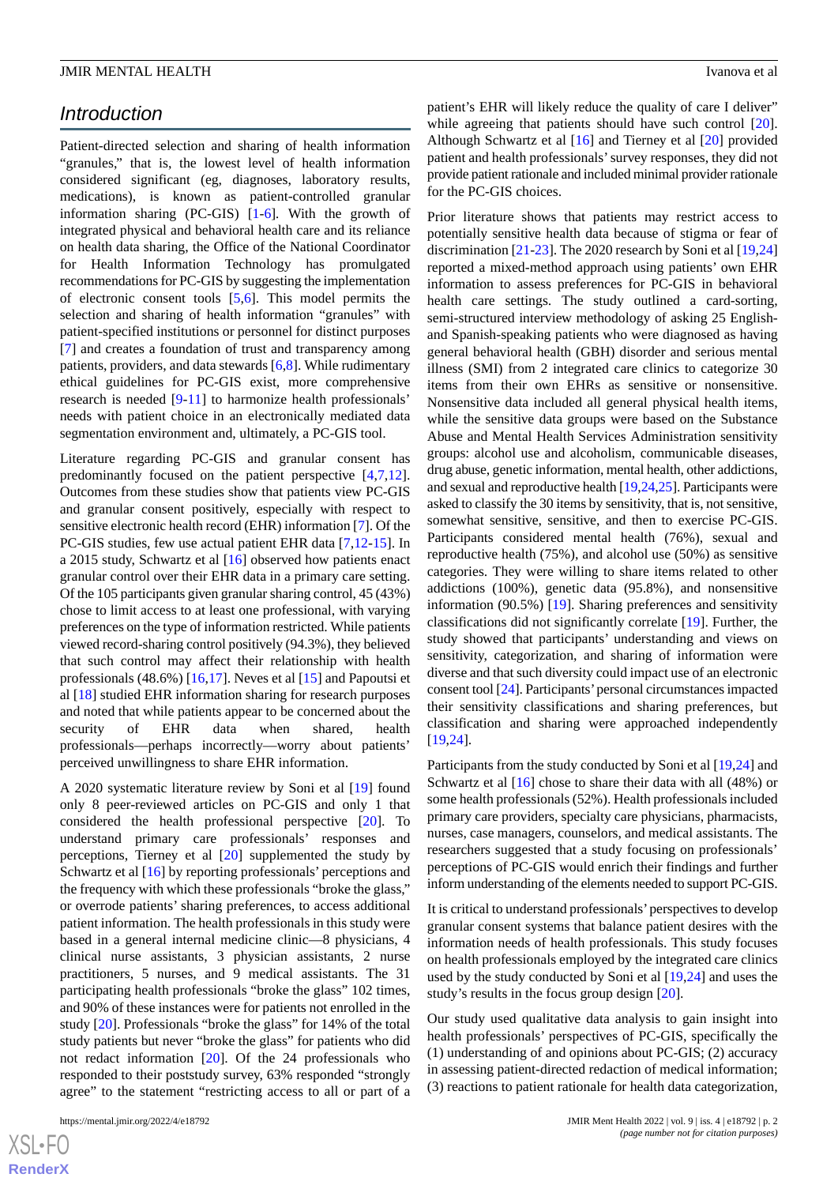## Introduction

Patient-directed selection and sharing of health information "granules," that is, the lowest level of health information considered significant (eg, diagnoses, laboratory results, medications), is known as patient-controlled granular information sharing (PC-GIS) [1-6]. With the growth of integrated physical and behavioral health care and its reliance on health data sharing, the Office of the National Coordinator for Health Information Technology has promulgated recommendations for PC-GIS by suggesting the implementation of electronic consent tools [5,6]. This model permits the selection and sharing of health information "granules" with patient-specified institutions or personnel for distinct purposes [7] and creates a foundation of trust and transparency among patients, providers, and data stewards [6,8]. While rudimentary ethical guidelines for PC-GIS exist, more comprehensive research is needed [9-11] to harmonize health professionals' needs with patient choice in an electronically mediated data segmentation environment and, ultimately, a PC-GIS tool.

Literature regarding PC-GIS and granular consent has predominantly focused on the patient perspective [4,7,12]. Outcomes from these studies show that patients view PC-GIS and granular consent positively, especially with respect to sensitive electronic health record (EHR) information [7]. Of the PC-GIS studies, few use actual patient EHR data [7,12-15]. In a 2015 study, Schwartz et al [16] observed how patients enact granular control over their EHR data in a primary care setting. Of the 105 participants given granular sharing control, 45 (43%) chose to limit access to at least one professional, with varying preferences on the type of information restricted. While patients viewed record-sharing control positively (94.3%), they believed that such control may affect their relationship with health professionals (48.6%) [16,17]. Neves et al [15] and Papoutsi et al [18] studied EHR information sharing for research purposes and noted that while patients appear to be concerned about the security of EHR data when shared, health professionals—perhaps incorrectly—worry about patients' perceived unwillingness to share EHR information.

A 2020 systematic literature review by Soni et al [19] found only 8 peer-reviewed articles on PC-GIS and only 1 that considered the health professional perspective [20]. To understand primary care professionals' responses and perceptions, Tierney et al [20] supplemented the study by Schwartz et al [16] by reporting professionals' perceptions and the frequency with which these professionals "broke the glass," or overrode patients' sharing preferences, to access additional patient information. The health professionals in this study were based in a general internal medicine clinic—8 physicians, 4 clinical nurse assistants, 3 physician assistants, 2 nurse practitioners, 5 nurses, and 9 medical assistants. The 31 participating health professionals "broke the glass" 102 times, and 90% of these instances were for patients not enrolled in the study [20]. Professionals "broke the glass" for 14% of the total study patients but never "broke the glass" for patients who did not redact information [20]. Of the 24 professionals who responded to their poststudy survey, 63% responded "strongly agree" to the statement "restricting access to all or part of a patient's EHR will likely reduce the quality of care I deliver" while agreeing that patients should have such control [20]. Although Schwartz et al [16] and Tierney et al [20] provided patient and health professionals' survey responses, they did not provide patient rationale and included minimal provider rationale for the PC-GIS choices.

Prior literature shows that patients may restrict access to potentially sensitive health data because of stigma or fear of discrimination [21-23]. The 2020 research by Soni et al [19,24] reported a mixed-method approach using patients' own EHR information to assess preferences for PC-GIS in behavioral health care settings. The study outlined a card-sorting, semi-structured interview methodology of asking 25 English- and Spanish-speaking patients who were diagnosed as having general behavioral health (GBH) disorder and serious mental illness (SMI) from 2 integrated care clinics to categorize 30 items from their own EHRs as sensitive or nonsensitive. Nonsensitive data included all general physical health items, while the sensitive data groups were based on the Substance Abuse and Mental Health Services Administration sensitivity groups: alcohol use and alcoholism, communicable diseases, drug abuse, genetic information, mental health, other addictions, and sexual and reproductive health [19,24,25]. Participants were asked to classify the 30 items by sensitivity, that is, not sensitive, somewhat sensitive, sensitive, and then to exercise PC-GIS. Participants considered mental health (76%), sexual and reproductive health (75%), and alcohol use (50%) as sensitive categories. They were willing to share items related to other addictions (100%), genetic data (95.8%), and nonsensitive information (90.5%) [19]. Sharing preferences and sensitivity classifications did not significantly correlate [19]. Further, the study showed that participants' understanding and views on sensitivity, categorization, and sharing of information were diverse and that such diversity could impact use of an electronic consent tool [24]. Participants' personal circumstances impacted their sensitivity classifications and sharing preferences, but classification and sharing were approached independently [19,24].

Participants from the study conducted by Soni et al [19,24] and Schwartz et al [16] chose to share their data with all (48%) or some health professionals (52%). Health professionals included primary care providers, specialty care physicians, pharmacists, nurses, case managers, counselors, and medical assistants. The researchers suggested that a study focusing on professionals' perceptions of PC-GIS would enrich their findings and further inform understanding of the elements needed to support PC-GIS.

It is critical to understand professionals' perspectives to develop granular consent systems that balance patient desires with the information needs of health professionals. This study focuses on health professionals employed by the integrated care clinics used by the study conducted by Soni et al [19,24] and uses the study's results in the focus group design [20].

Our study used qualitative data analysis to gain insight into health professionals' perspectives of PC-GIS, specifically the (1) understanding of and opinions about PC-GIS; (2) accuracy in assessing patient-directed redaction of medical information; (3) reactions to patient rationale for health data categorization,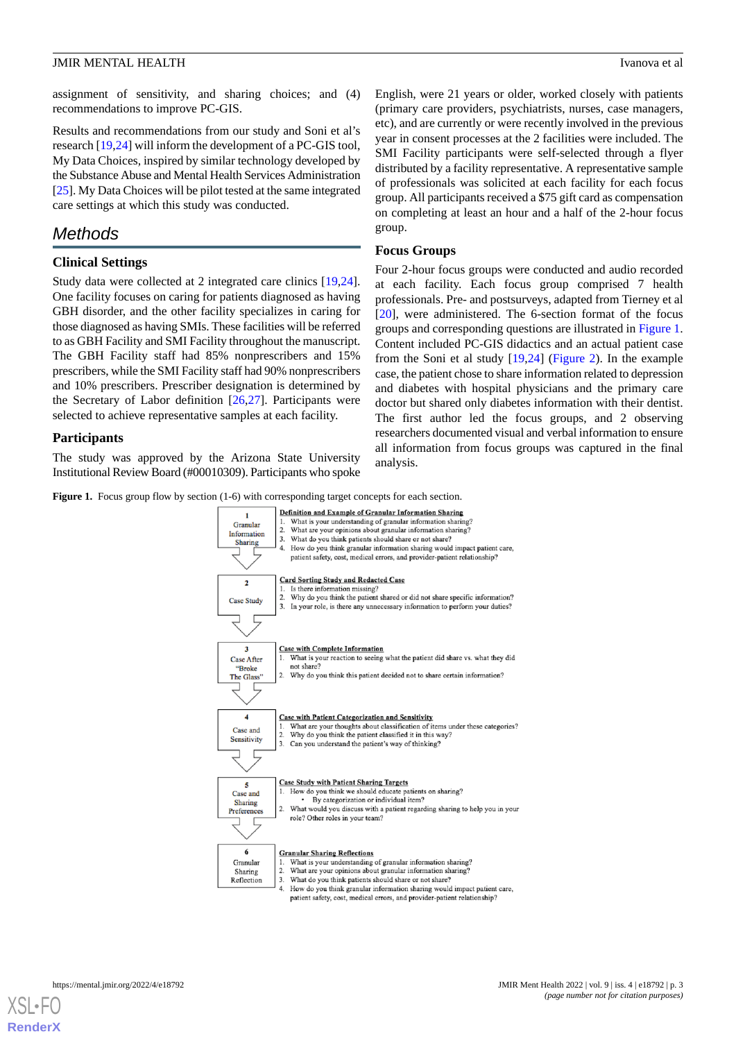assignment of sensitivity, and sharing choices; and (4) recommendations to improve PC-GIS.

Results and recommendations from our study and Soni et al's research [19,24] will inform the development of a PC-GIS tool, My Data Choices, inspired by similar technology developed by the Substance Abuse and Mental Health Services Administration [25]. My Data Choices will be pilot tested at the same integrated care settings at which this study was conducted.

## Methods

### Clinical Settings

Study data were collected at 2 integrated care clinics [19,24]. One facility focuses on caring for patients diagnosed as having GBH disorder, and the other facility specializes in caring for those diagnosed as having SMIs. These facilities will be referred to as GBH Facility and SMI Facility throughout the manuscript. The GBH Facility staff had 85% nonprescribers and 15% prescribers, while the SMI Facility staff had 90% nonprescribers and 10% prescribers. Prescriber designation is determined by the Secretary of Labor definition [26,27]. Participants were selected to achieve representative samples at each facility.

### Participants

The study was approved by the Arizona State University Institutional Review Board (#00010309). Participants who spoke English, were 21 years or older, worked closely with patients (primary care providers, psychiatrists, nurses, case managers, etc), and are currently or were recently involved in the previous year in consent processes at the 2 facilities were included. The SMI Facility participants were self-selected through a flyer distributed by a facility representative. A representative sample of professionals was solicited at each facility for each focus group. All participants received a $75 gift card as compensation on completing at least an hour and a half of the 2-hour focus group.

### Focus Groups

Four 2-hour focus groups were conducted and audio recorded at each facility. Each focus group comprised 7 health professionals. Pre- and postsurveys, adapted from Tierney et al [20], were administered. The 6-section format of the focus groups and corresponding questions are illustrated in Figure 1. Content included PC-GIS didactics and an actual patient case from the Soni et al study [19,24] (Figure 2). In the example case, the patient chose to share information related to depression and diabetes with hospital physicians and the primary care doctor but shared only diabetes information with their dentist. The first author led the focus groups, and 2 observing researchers documented visual and verbal information to ensure all information from focus groups was captured in the final analysis.

**Figure 1.** Focus group flow by section (1-6) with corresponding target concepts for each section.

**1 Granular Information Sharing** — Definition and Example of Granular Information Sharing
1. What is your understanding of granular information sharing?
2. What are your opinions about granular information sharing?
3. What do you think patients should share or not share?
4. How do you think granular information sharing would impact patient care, patient safety, cost, medical errors, and provider-patient relationship?

**2 Case Study** — Card Sorting Study and Redacted Case
1. Is there information missing?
2. Why do you think the patient shared or did not share specific information?
3. In your role, is there any unnecessary information to perform your duties?

**3 Case After "Broke The Glass"** — Case with Complete Information
1. What is your reaction to seeing what the patient did share vs. what they did not share?
2. Why do you think this patient decided not to share certain information?

**4 Case and Sensitivity** — Case with Patient Categorization and Sensitivity
1. What are your thoughts about classification of items under these categories?
2. Why do you think the patient classified it in this way?
3. Can you understand the patient's way of thinking?

**5 Case and Sharing Preferences** — Case Study with Patient Sharing Targets
1. How do you think we should educate patients on sharing?
   - By categorization or individual item?
2. What would you discuss with a patient regarding sharing to help you in your role? Other roles in your team?

**6 Granular Sharing Reflection** — Granular Sharing Reflections
1. What is your understanding of granular information sharing?
2. What are your opinions about granular information sharing?
3. What do you think patients should share or not share?
4. How do you think granular information sharing would impact patient care, patient safety, cost, medical errors, and provider-patient relationship?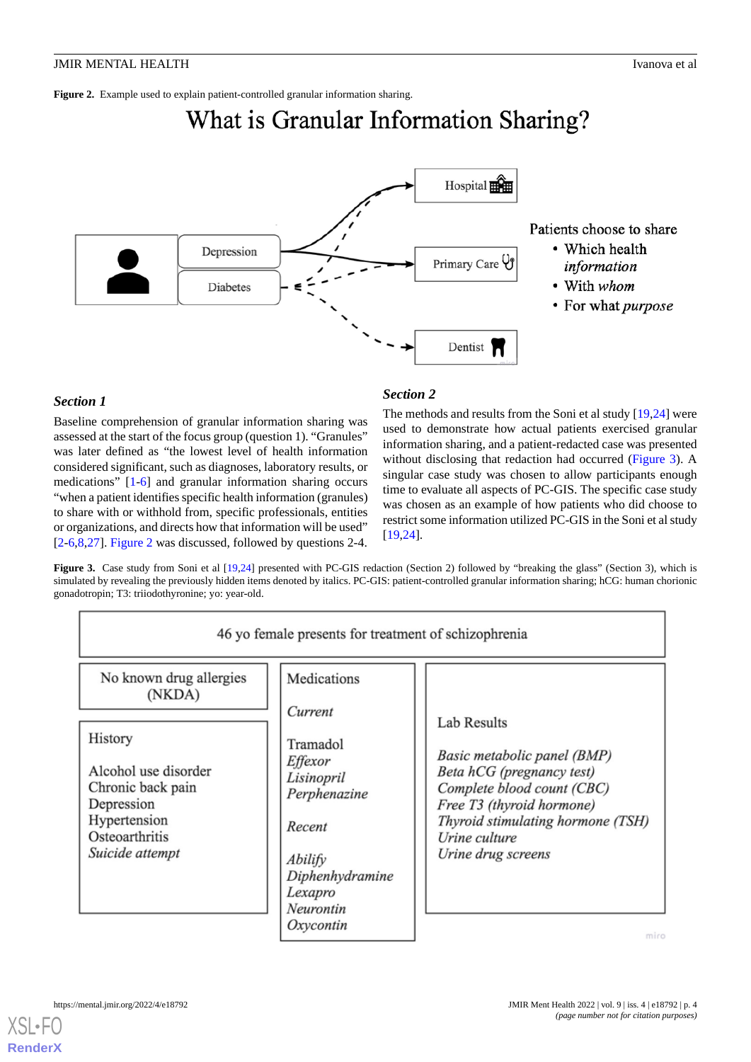**Figure 2.** Example used to explain patient-controlled granular information sharing.

### Section 1

Baseline comprehension of granular information sharing was assessed at the start of the focus group (question 1). "Granules" was later defined as "the lowest level of health information considered significant, such as diagnoses, laboratory results, or medications" [1-6] and granular information sharing occurs "when a patient identifies specific health information (granules) to share with or withhold from, specific professionals, entities or organizations, and directs how that information will be used" [2-6,8,27]. Figure 2 was discussed, followed by questions 2-4.

### Section 2

The methods and results from the Soni et al study [19,24] were used to demonstrate how actual patients exercised granular information sharing, and a patient-redacted case was presented without disclosing that redaction had occurred (Figure 3). A singular case study was chosen to allow participants enough time to evaluate all aspects of PC-GIS. The specific case study was chosen as an example of how patients who did choose to restrict some information utilized PC-GIS in the Soni et al study [19,24].

**Figure 3.** Case study from Soni et al [19,24] presented with PC-GIS redaction (Section 2) followed by "breaking the glass" (Section 3), which is simulated by revealing the previously hidden items denoted by italics. PC-GIS: patient-controlled granular information sharing; hCG: human chorionic gonadotropin; T3: triiodothyronine; yo: year-old.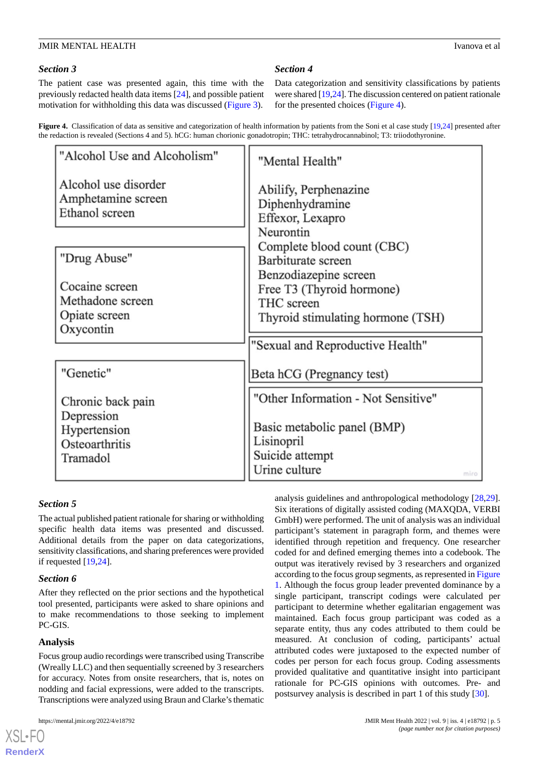### Section 3

The patient case was presented again, this time with the previously redacted health data items [24], and possible patient motivation for withholding this data was discussed (Figure 3).

### Section 4

Data categorization and sensitivity classifications by patients were shared [19,24]. The discussion centered on patient rationale for the presented choices (Figure 4).

**Figure 4.** Classification of data as sensitive and categorization of health information by patients from the Soni et al case study [19,24] presented after the redaction is revealed (Sections 4 and 5). hCG: human chorionic gonadotropin; THC: tetrahydrocannabinol; T3: triiodothyronine.

"Alcohol Use and Alcoholism"

- Alcohol use disorder
- Amphetamine screen
- Ethanol screen

"Drug Abuse"

- Cocaine screen
- Methadone screen
- Opiate screen
- Oxycontin

"Genetic"

- Chronic back pain
- Depression
- Hypertension
- Osteoarthritis
- Tramadol

"Mental Health"

- Abilify, Perphenazine
- Diphenhydramine
- Effexor, Lexapro
- Neurontin
- Complete blood count (CBC)
- Barbiturate screen
- Benzodiazepine screen
- Free T3 (Thyroid hormone)
- THC screen
- Thyroid stimulating hormone (TSH)

"Sexual and Reproductive Health"

- Beta hCG (Pregnancy test)

"Other Information - Not Sensitive"

- Basic metabolic panel (BMP)
- Lisinopril
- Suicide attempt
- Urine culture

### Section 5

The actual published patient rationale for sharing or withholding specific health data items was presented and discussed. Additional details from the paper on data categorizations, sensitivity classifications, and sharing preferences were provided if requested [19,24].

### Section 6

After they reflected on the prior sections and the hypothetical tool presented, participants were asked to share opinions and to make recommendations to those seeking to implement PC-GIS.

## Analysis

Focus group audio recordings were transcribed using Transcribe (Wreally LLC) and then sequentially screened by 3 researchers for accuracy. Notes from onsite researchers, that is, notes on nodding and facial expressions, were added to the transcripts. Transcriptions were analyzed using Braun and Clarke's thematic analysis guidelines and anthropological methodology [28,29]. Six iterations of digitally assisted coding (MAXQDA, VERBI GmbH) were performed. The unit of analysis was an individual participant's statement in paragraph form, and themes were identified through repetition and frequency. One researcher coded for and defined emerging themes into a codebook. The output was iteratively revised by 3 researchers and organized according to the focus group segments, as represented in Figure 1. Although the focus group leader prevented dominance by a single participant, transcript codings were calculated per participant to determine whether egalitarian engagement was maintained. Each focus group participant was coded as a separate entity, thus any codes attributed to them could be measured. At conclusion of coding, participants' actual attributed codes were juxtaposed to the expected number of codes per person for each focus group. Coding assessments provided qualitative and quantitative insight into participant rationale for PC-GIS opinions with outcomes. Pre- and postsurvey analysis is described in part 1 of this study [30].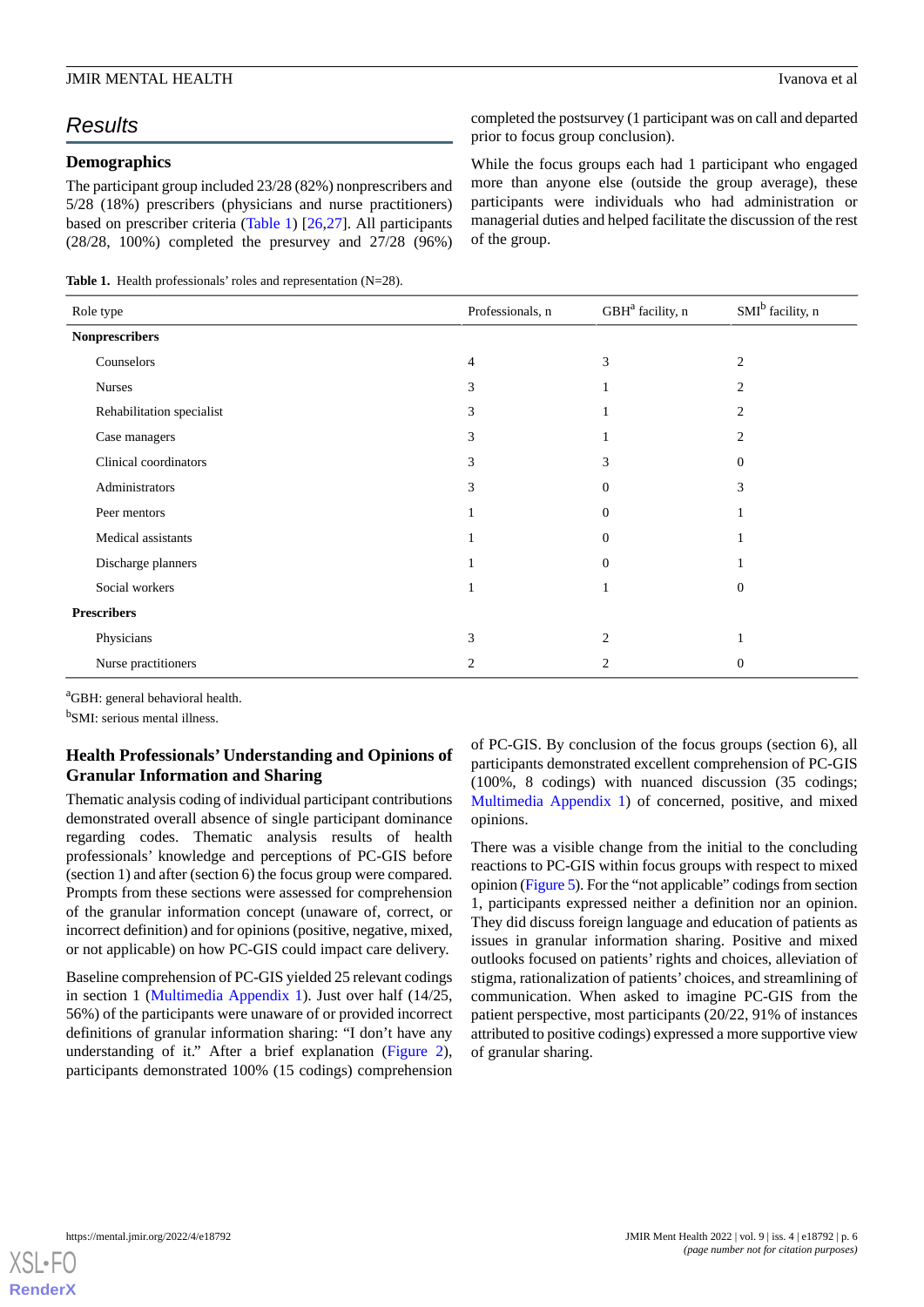## Results

### Demographics

The participant group included 23/28 (82%) nonprescribers and 5/28 (18%) prescribers (physicians and nurse practitioners) based on prescriber criteria (Table 1) [26,27]. All participants (28/28, 100%) completed the presurvey and 27/28 (96%) completed the postsurvey (1 participant was on call and departed prior to focus group conclusion).

While the focus groups each had 1 participant who engaged more than anyone else (outside the group average), these participants were individuals who had administration or managerial duties and helped facilitate the discussion of the rest of the group.

**Table 1.** Health professionals' roles and representation (N=28).

| Role type | Professionals, n | GBH[a] facility, n | SMI[b] facility, n |
|---|---|---|---|
| **Nonprescribers** | | | |
| Counselors | 4 | 3 | 2 |
| Nurses | 3 | 1 | 2 |
| Rehabilitation specialist | 3 | 1 | 2 |
| Case managers | 3 | 1 | 2 |
| Clinical coordinators | 3 | 3 | 0 |
| Administrators | 3 | 0 | 3 |
| Peer mentors | 1 | 0 | 1 |
| Medical assistants | 1 | 0 | 1 |
| Discharge planners | 1 | 0 | 1 |
| Social workers | 1 | 1 | 0 |
| **Prescribers** | | | |
| Physicians | 3 | 2 | 1 |
| Nurse practitioners | 2 | 2 | 0 |

[a]GBH: general behavioral health.

[b]SMI: serious mental illness.

### Health Professionals' Understanding and Opinions of Granular Information and Sharing

Thematic analysis coding of individual participant contributions demonstrated overall absence of single participant dominance regarding codes. Thematic analysis results of health professionals' knowledge and perceptions of PC-GIS before (section 1) and after (section 6) the focus group were compared. Prompts from these sections were assessed for comprehension of the granular information concept (unaware of, correct, or incorrect definition) and for opinions (positive, negative, mixed, or not applicable) on how PC-GIS could impact care delivery.

Baseline comprehension of PC-GIS yielded 25 relevant codings in section 1 (Multimedia Appendix 1). Just over half (14/25, 56%) of the participants were unaware of or provided incorrect definitions of granular information sharing: "I don't have any understanding of it." After a brief explanation (Figure 2), participants demonstrated 100% (15 codings) comprehension of PC-GIS. By conclusion of the focus groups (section 6), all participants demonstrated excellent comprehension of PC-GIS (100%, 8 codings) with nuanced discussion (35 codings; Multimedia Appendix 1) of concerned, positive, and mixed opinions.

There was a visible change from the initial to the concluding reactions to PC-GIS within focus groups with respect to mixed opinion (Figure 5). For the "not applicable" codings from section 1, participants expressed neither a definition nor an opinion. They did discuss foreign language and education of patients as issues in granular information sharing. Positive and mixed outlooks focused on patients' rights and choices, alleviation of stigma, rationalization of patients' choices, and streamlining of communication. When asked to imagine PC-GIS from the patient perspective, most participants (20/22, 91% of instances attributed to positive codings) expressed a more supportive view of granular sharing.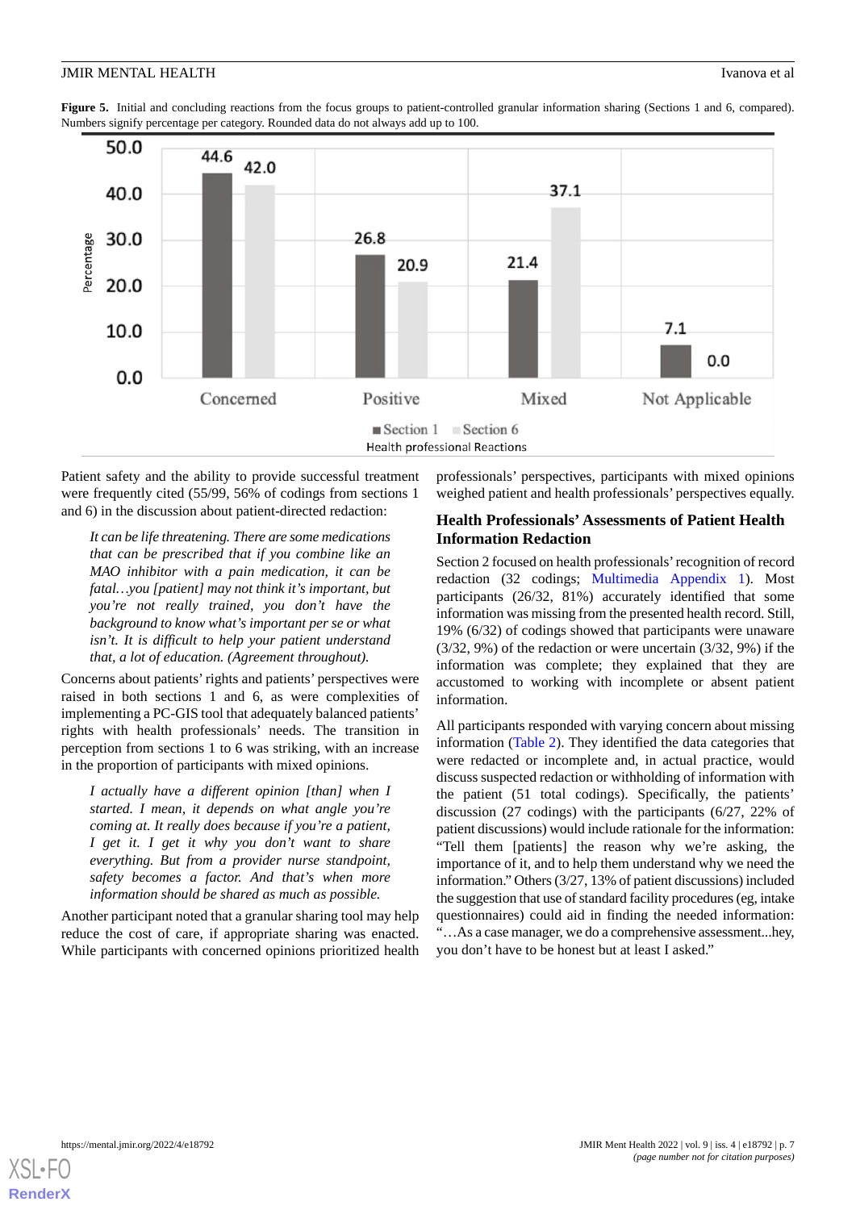**Figure 5.** Initial and concluding reactions from the focus groups to patient-controlled granular information sharing (Sections 1 and 6, compared). Numbers signify percentage per category. Rounded data do not always add up to 100.

Patient safety and the ability to provide successful treatment were frequently cited (55/99, 56% of codings from sections 1 and 6) in the discussion about patient-directed redaction:

> *It can be life threatening. There are some medications that can be prescribed that if you combine like an MAO inhibitor with a pain medication, it can be fatal…you [patient] may not think it's important, but you're not really trained, you don't have the background to know what's important per se or what isn't. It is difficult to help your patient understand that, a lot of education. (Agreement throughout).*

Concerns about patients' rights and patients' perspectives were raised in both sections 1 and 6, as were complexities of implementing a PC-GIS tool that adequately balanced patients' rights with health professionals' needs. The transition in perception from sections 1 to 6 was striking, with an increase in the proportion of participants with mixed opinions.

> *I actually have a different opinion [than] when I started. I mean, it depends on what angle you're coming at. It really does because if you're a patient, I get it. I get it why you don't want to share everything. But from a provider nurse standpoint, safety becomes a factor. And that's when more information should be shared as much as possible.*

Another participant noted that a granular sharing tool may help reduce the cost of care, if appropriate sharing was enacted. While participants with concerned opinions prioritized health professionals' perspectives, participants with mixed opinions weighed patient and health professionals' perspectives equally.

## Health Professionals' Assessments of Patient Health Information Redaction

Section 2 focused on health professionals' recognition of record redaction (32 codings; Multimedia Appendix 1). Most participants (26/32, 81%) accurately identified that some information was missing from the presented health record. Still, 19% (6/32) of codings showed that participants were unaware (3/32, 9%) of the redaction or were uncertain (3/32, 9%) if the information was complete; they explained that they are accustomed to working with incomplete or absent patient information.

All participants responded with varying concern about missing information (Table 2). They identified the data categories that were redacted or incomplete and, in actual practice, would discuss suspected redaction or withholding of information with the patient (51 total codings). Specifically, the patients' discussion (27 codings) with the participants (6/27, 22% of patient discussions) would include rationale for the information: "Tell them [patients] the reason why we're asking, the importance of it, and to help them understand why we need the information." Others (3/27, 13% of patient discussions) included the suggestion that use of standard facility procedures (eg, intake questionnaires) could aid in finding the needed information: "…As a case manager, we do a comprehensive assessment...hey, you don't have to be honest but at least I asked."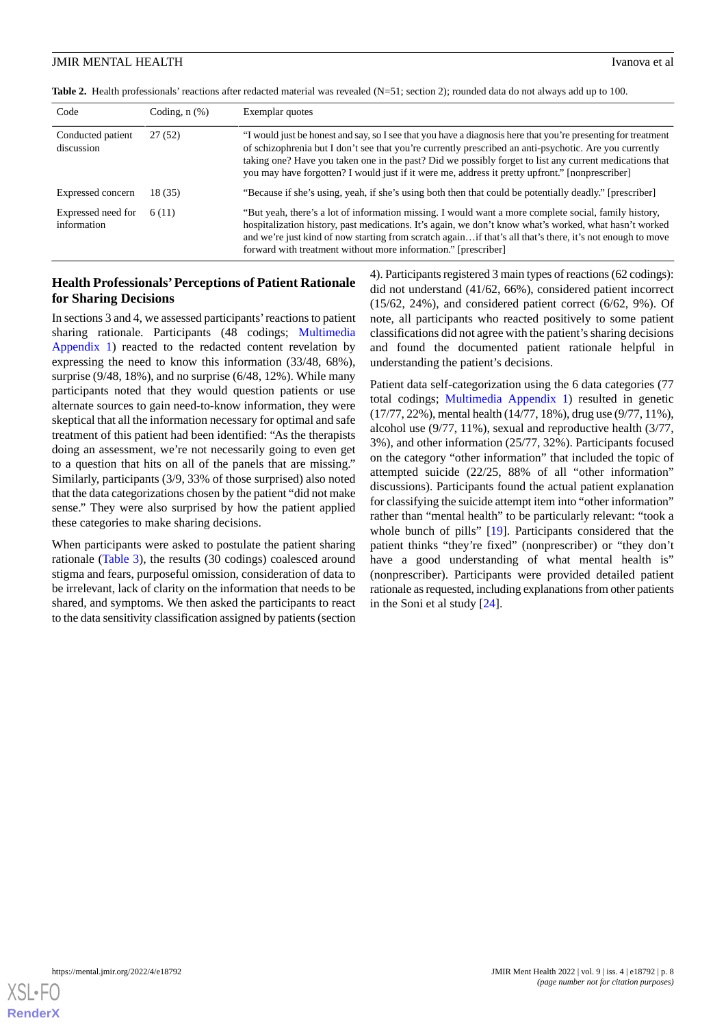**Table 2.** Health professionals' reactions after redacted material was revealed (N=51; section 2); rounded data do not always add up to 100.

| Code | Coding, n (%) | Exemplar quotes |
|---|---|---|
| Conducted patient discussion | 27 (52) | "I would just be honest and say, so I see that you have a diagnosis here that you're presenting for treatment of schizophrenia but I don't see that you're currently prescribed an anti-psychotic. Are you currently taking one? Have you taken one in the past? Did we possibly forget to list any current medications that you may have forgotten? I would just if it were me, address it pretty upfront." [nonprescriber] |
| Expressed concern | 18 (35) | "Because if she's using, yeah, if she's using both then that could be potentially deadly." [prescriber] |
| Expressed need for information | 6 (11) | "But yeah, there's a lot of information missing. I would want a more complete social, family history, hospitalization history, past medications. It's again, we don't know what's worked, what hasn't worked and we're just kind of now starting from scratch again…if that's all that's there, it's not enough to move forward with treatment without more information." [prescriber] |

## Health Professionals' Perceptions of Patient Rationale for Sharing Decisions

In sections 3 and 4, we assessed participants' reactions to patient sharing rationale. Participants (48 codings; Multimedia Appendix 1) reacted to the redacted content revelation by expressing the need to know this information (33/48, 68%), surprise (9/48, 18%), and no surprise (6/48, 12%). While many participants noted that they would question patients or use alternate sources to gain need-to-know information, they were skeptical that all the information necessary for optimal and safe treatment of this patient had been identified: "As the therapists doing an assessment, we're not necessarily going to even get to a question that hits on all of the panels that are missing." Similarly, participants (3/9, 33% of those surprised) also noted that the data categorizations chosen by the patient "did not make sense." They were also surprised by how the patient applied these categories to make sharing decisions.

When participants were asked to postulate the patient sharing rationale (Table 3), the results (30 codings) coalesced around stigma and fears, purposeful omission, consideration of data to be irrelevant, lack of clarity on the information that needs to be shared, and symptoms. We then asked the participants to react to the data sensitivity classification assigned by patients (section 4). Participants registered 3 main types of reactions (62 codings): did not understand (41/62, 66%), considered patient incorrect (15/62, 24%), and considered patient correct (6/62, 9%). Of note, all participants who reacted positively to some patient classifications did not agree with the patient's sharing decisions and found the documented patient rationale helpful in understanding the patient's decisions.

Patient data self-categorization using the 6 data categories (77 total codings; Multimedia Appendix 1) resulted in genetic (17/77, 22%), mental health (14/77, 18%), drug use (9/77, 11%), alcohol use (9/77, 11%), sexual and reproductive health (3/77, 3%), and other information (25/77, 32%). Participants focused on the category "other information" that included the topic of attempted suicide (22/25, 88% of all "other information" discussions). Participants found the actual patient explanation for classifying the suicide attempt item into "other information" rather than "mental health" to be particularly relevant: "took a whole bunch of pills" [19]. Participants considered that the patient thinks "they're fixed" (nonprescriber) or "they don't have a good understanding of what mental health is" (nonprescriber). Participants were provided detailed patient rationale as requested, including explanations from other patients in the Soni et al study [24].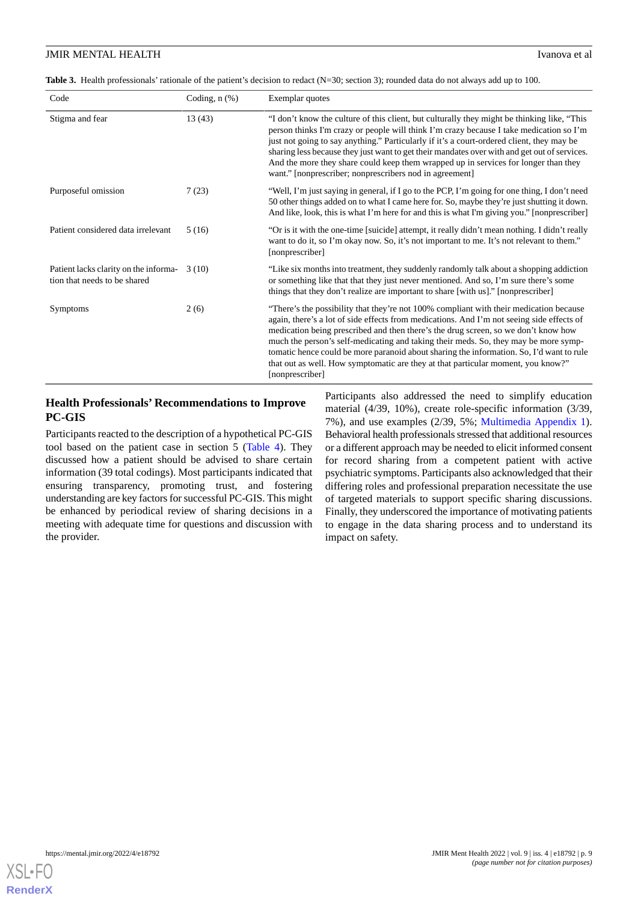**Table 3.** Health professionals' rationale of the patient's decision to redact (N=30; section 3); rounded data do not always add up to 100.

| Code | Coding, n (%) | Exemplar quotes |
|---|---|---|
| Stigma and fear | 13 (43) | "I don't know the culture of this client, but culturally they might be thinking like, "This person thinks I'm crazy or people will think I'm crazy because I take medication so I'm just not going to say anything." Particularly if it's a court-ordered client, they may be sharing less because they just want to get their mandates over with and get out of services. And the more they share could keep them wrapped up in services for longer than they want." [nonprescriber; nonprescribers nod in agreement] |
| Purposeful omission | 7 (23) | "Well, I'm just saying in general, if I go to the PCP, I'm going for one thing, I don't need 50 other things added on to what I came here for. So, maybe they're just shutting it down. And like, look, this is what I'm here for and this is what I'm giving you." [nonprescriber] |
| Patient considered data irrelevant | 5 (16) | "Or is it with the one-time [suicide] attempt, it really didn't mean nothing. I didn't really want to do it, so I'm okay now. So, it's not important to me. It's not relevant to them." [nonprescriber] |
| Patient lacks clarity on the information that needs to be shared | 3 (10) | "Like six months into treatment, they suddenly randomly talk about a shopping addiction or something like that that they just never mentioned. And so, I'm sure there's some things that they don't realize are important to share [with us]." [nonprescriber] |
| Symptoms | 2 (6) | "There's the possibility that they're not 100% compliant with their medication because again, there's a lot of side effects from medications. And I'm not seeing side effects of medication being prescribed and then there's the drug screen, so we don't know how much the person's self-medicating and taking their meds. So, they may be more symptomatic hence could be more paranoid about sharing the information. So, I'd want to rule that out as well. How symptomatic are they at that particular moment, you know?" [nonprescriber] |

### Health Professionals' Recommendations to Improve PC-GIS

Participants reacted to the description of a hypothetical PC-GIS tool based on the patient case in section 5 (Table 4). They discussed how a patient should be advised to share certain information (39 total codings). Most participants indicated that ensuring transparency, promoting trust, and fostering understanding are key factors for successful PC-GIS. This might be enhanced by periodical review of sharing decisions in a meeting with adequate time for questions and discussion with the provider.

Participants also addressed the need to simplify education material (4/39, 10%), create role-specific information (3/39, 7%), and use examples (2/39, 5%; Multimedia Appendix 1). Behavioral health professionals stressed that additional resources or a different approach may be needed to elicit informed consent for record sharing from a competent patient with active psychiatric symptoms. Participants also acknowledged that their differing roles and professional preparation necessitate the use of targeted materials to support specific sharing discussions. Finally, they underscored the importance of motivating patients to engage in the data sharing process and to understand its impact on safety.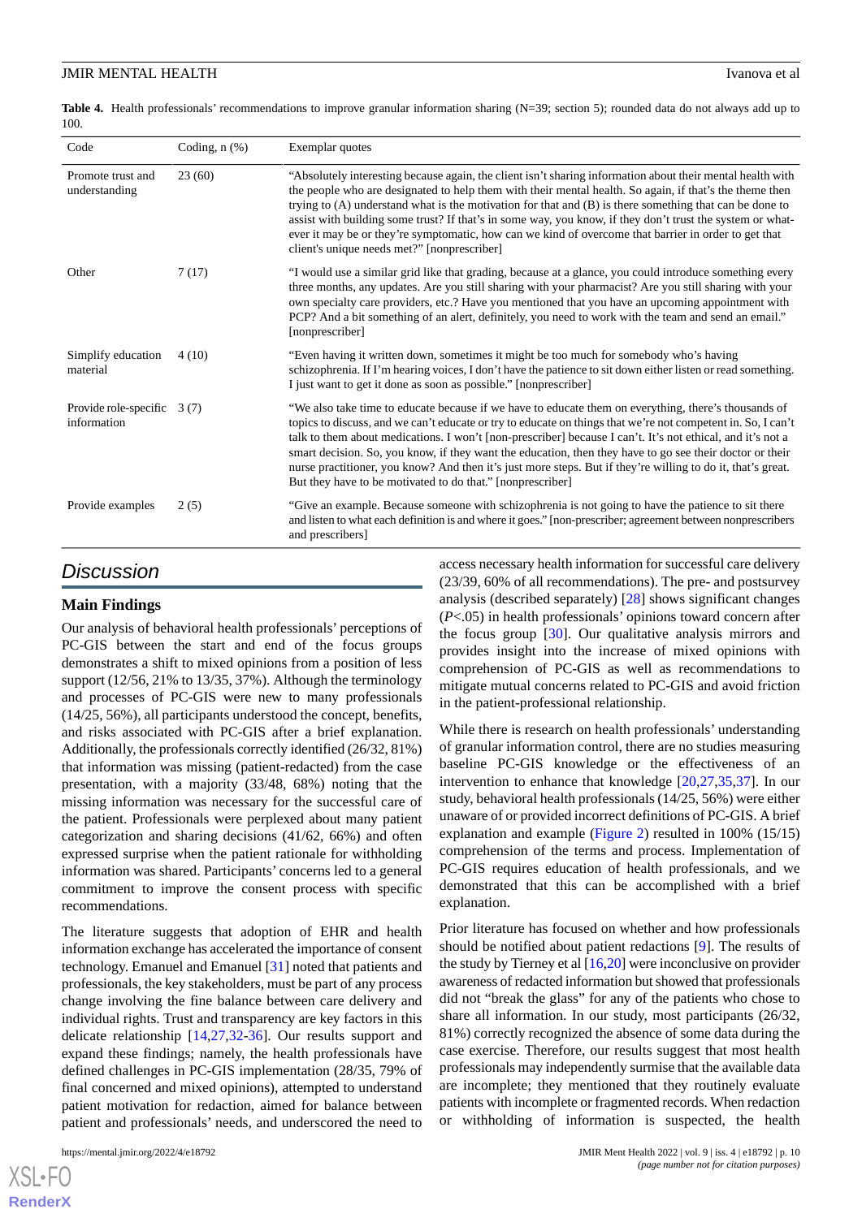**Table 4.** Health professionals' recommendations to improve granular information sharing (N=39; section 5); rounded data do not always add up to 100.

| Code | Coding, n (%) | Exemplar quotes |
|---|---|---|
| Promote trust and understanding | 23 (60) | "Absolutely interesting because again, the client isn't sharing information about their mental health with the people who are designated to help them with their mental health. So again, if that's the theme then trying to (A) understand what is the motivation for that and (B) is there something that can be done to assist with building some trust? If that's in some way, you know, if they don't trust the system or whatever it may be or they're symptomatic, how can we kind of overcome that barrier in order to get that client's unique needs met?" [nonprescriber] |
| Other | 7 (17) | "I would use a similar grid like that grading, because at a glance, you could introduce something every three months, any updates. Are you still sharing with your pharmacist? Are you still sharing with your own specialty care providers, etc.? Have you mentioned that you have an upcoming appointment with PCP? And a bit something of an alert, definitely, you need to work with the team and send an email." [nonprescriber] |
| Simplify education material | 4 (10) | "Even having it written down, sometimes it might be too much for somebody who's having schizophrenia. If I'm hearing voices, I don't have the patience to sit down either listen or read something. I just want to get it done as soon as possible." [nonprescriber] |
| Provide role-specific information | 3 (7) | "We also take time to educate because if we have to educate them on everything, there's thousands of topics to discuss, and we can't educate or try to educate on things that we're not competent in. So, I can't talk to them about medications. I won't [non-prescriber] because I can't. It's not ethical, and it's not a smart decision. So, you know, if they want the education, then they have to go see their doctor or their nurse practitioner, you know? And then it's just more steps. But if they're willing to do it, that's great. But they have to be motivated to do that." [nonprescriber] |
| Provide examples | 2 (5) | "Give an example. Because someone with schizophrenia is not going to have the patience to sit there and listen to what each definition is and where it goes." [non-prescriber; agreement between nonprescribers and prescribers] |

## Discussion

### Main Findings

Our analysis of behavioral health professionals' perceptions of PC-GIS between the start and end of the focus groups demonstrates a shift to mixed opinions from a position of less support (12/56, 21% to 13/35, 37%). Although the terminology and processes of PC-GIS were new to many professionals (14/25, 56%), all participants understood the concept, benefits, and risks associated with PC-GIS after a brief explanation. Additionally, the professionals correctly identified (26/32, 81%) that information was missing (patient-redacted) from the case presentation, with a majority (33/48, 68%) noting that the missing information was necessary for the successful care of the patient. Professionals were perplexed about many patient categorization and sharing decisions (41/62, 66%) and often expressed surprise when the patient rationale for withholding information was shared. Participants' concerns led to a general commitment to improve the consent process with specific recommendations.

The literature suggests that adoption of EHR and health information exchange has accelerated the importance of consent technology. Emanuel and Emanuel [31] noted that patients and professionals, the key stakeholders, must be part of any process change involving the fine balance between care delivery and individual rights. Trust and transparency are key factors in this delicate relationship [14,27,32-36]. Our results support and expand these findings; namely, the health professionals have defined challenges in PC-GIS implementation (28/35, 79% of final concerned and mixed opinions), attempted to understand patient motivation for redaction, aimed for balance between patient and professionals' needs, and underscored the need to access necessary health information for successful care delivery (23/39, 60% of all recommendations). The pre- and postsurvey analysis (described separately) [28] shows significant changes ($P<.05$) in health professionals' opinions toward concern after the focus group [30]. Our qualitative analysis mirrors and provides insight into the increase of mixed opinions with comprehension of PC-GIS as well as recommendations to mitigate mutual concerns related to PC-GIS and avoid friction in the patient-professional relationship.

While there is research on health professionals' understanding of granular information control, there are no studies measuring baseline PC-GIS knowledge or the effectiveness of an intervention to enhance that knowledge [20,27,35,37]. In our study, behavioral health professionals (14/25, 56%) were either unaware of or provided incorrect definitions of PC-GIS. A brief explanation and example (Figure 2) resulted in 100% (15/15) comprehension of the terms and process. Implementation of PC-GIS requires education of health professionals, and we demonstrated that this can be accomplished with a brief explanation.

Prior literature has focused on whether and how professionals should be notified about patient redactions [9]. The results of the study by Tierney et al [16,20] were inconclusive on provider awareness of redacted information but showed that professionals did not "break the glass" for any of the patients who chose to share all information. In our study, most participants (26/32, 81%) correctly recognized the absence of some data during the case exercise. Therefore, our results suggest that most health professionals may independently surmise that the available data are incomplete; they mentioned that they routinely evaluate patients with incomplete or fragmented records. When redaction or withholding of information is suspected, the health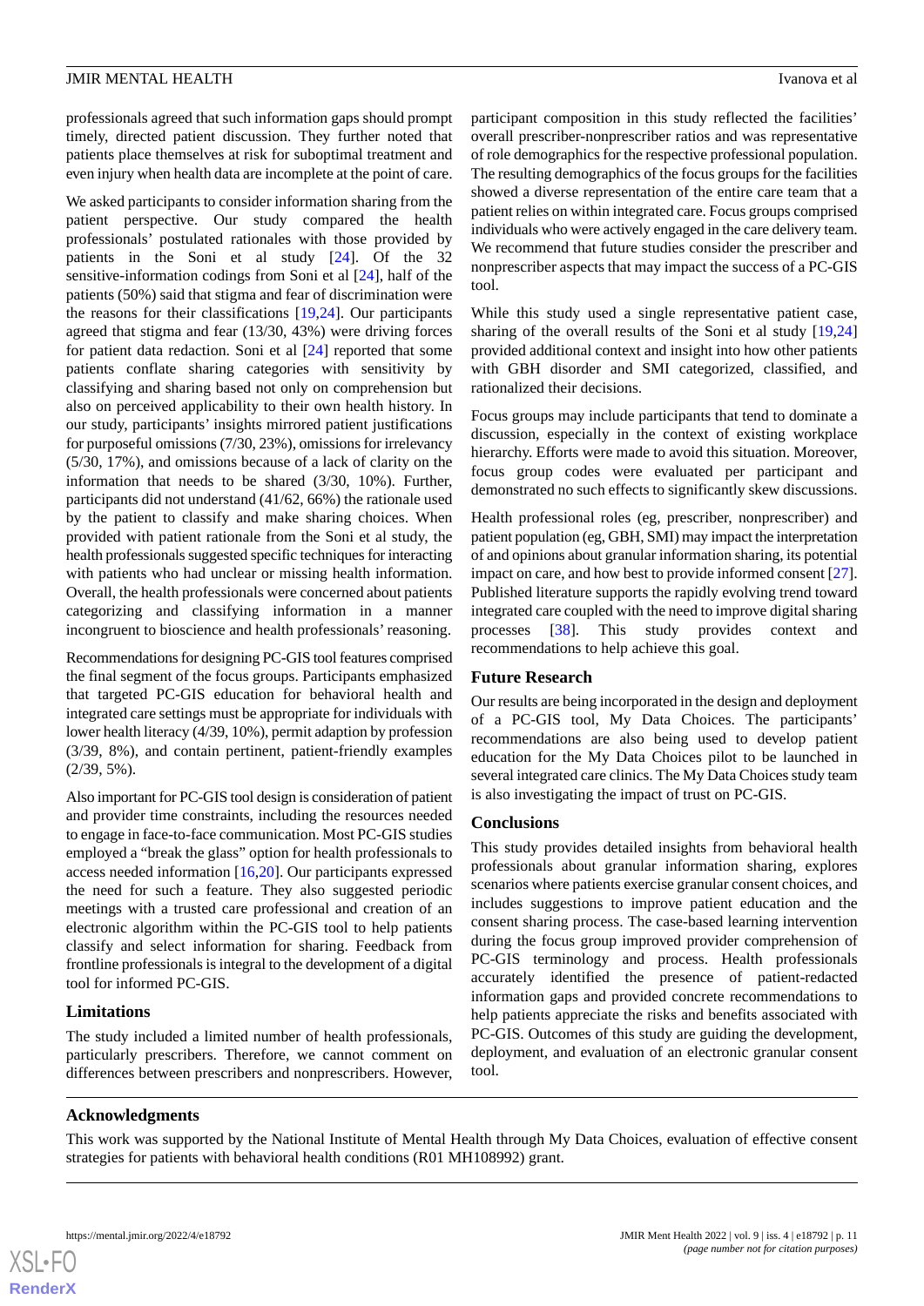professionals agreed that such information gaps should prompt timely, directed patient discussion. They further noted that patients place themselves at risk for suboptimal treatment and even injury when health data are incomplete at the point of care.

We asked participants to consider information sharing from the patient perspective. Our study compared the health professionals' postulated rationales with those provided by patients in the Soni et al study [24]. Of the 32 sensitive-information codings from Soni et al [24], half of the patients (50%) said that stigma and fear of discrimination were the reasons for their classifications [19,24]. Our participants agreed that stigma and fear (13/30, 43%) were driving forces for patient data redaction. Soni et al [24] reported that some patients conflate sharing categories with sensitivity by classifying and sharing based not only on comprehension but also on perceived applicability to their own health history. In our study, participants' insights mirrored patient justifications for purposeful omissions (7/30, 23%), omissions for irrelevancy (5/30, 17%), and omissions because of a lack of clarity on the information that needs to be shared (3/30, 10%). Further, participants did not understand (41/62, 66%) the rationale used by the patient to classify and make sharing choices. When provided with patient rationale from the Soni et al study, the health professionals suggested specific techniques for interacting with patients who had unclear or missing health information. Overall, the health professionals were concerned about patients categorizing and classifying information in a manner incongruent to bioscience and health professionals' reasoning.

Recommendations for designing PC-GIS tool features comprised the final segment of the focus groups. Participants emphasized that targeted PC-GIS education for behavioral health and integrated care settings must be appropriate for individuals with lower health literacy (4/39, 10%), permit adaption by profession (3/39, 8%), and contain pertinent, patient-friendly examples (2/39, 5%).

Also important for PC-GIS tool design is consideration of patient and provider time constraints, including the resources needed to engage in face-to-face communication. Most PC-GIS studies employed a "break the glass" option for health professionals to access needed information [16,20]. Our participants expressed the need for such a feature. They also suggested periodic meetings with a trusted care professional and creation of an electronic algorithm within the PC-GIS tool to help patients classify and select information for sharing. Feedback from frontline professionals is integral to the development of a digital tool for informed PC-GIS.

### Limitations

The study included a limited number of health professionals, particularly prescribers. Therefore, we cannot comment on differences between prescribers and nonprescribers. However, participant composition in this study reflected the facilities' overall prescriber-nonprescriber ratios and was representative of role demographics for the respective professional population. The resulting demographics of the focus groups for the facilities showed a diverse representation of the entire care team that a patient relies on within integrated care. Focus groups comprised individuals who were actively engaged in the care delivery team. We recommend that future studies consider the prescriber and nonprescriber aspects that may impact the success of a PC-GIS tool.

While this study used a single representative patient case, sharing of the overall results of the Soni et al study [19,24] provided additional context and insight into how other patients with GBH disorder and SMI categorized, classified, and rationalized their decisions.

Focus groups may include participants that tend to dominate a discussion, especially in the context of existing workplace hierarchy. Efforts were made to avoid this situation. Moreover, focus group codes were evaluated per participant and demonstrated no such effects to significantly skew discussions.

Health professional roles (eg, prescriber, nonprescriber) and patient population (eg, GBH, SMI) may impact the interpretation of and opinions about granular information sharing, its potential impact on care, and how best to provide informed consent [27]. Published literature supports the rapidly evolving trend toward integrated care coupled with the need to improve digital sharing processes [38]. This study provides context and recommendations to help achieve this goal.

### Future Research

Our results are being incorporated in the design and deployment of a PC-GIS tool, My Data Choices. The participants' recommendations are also being used to develop patient education for the My Data Choices pilot to be launched in several integrated care clinics. The My Data Choices study team is also investigating the impact of trust on PC-GIS.

### Conclusions

This study provides detailed insights from behavioral health professionals about granular information sharing, explores scenarios where patients exercise granular consent choices, and includes suggestions to improve patient education and the consent sharing process. The case-based learning intervention during the focus group improved provider comprehension of PC-GIS terminology and process. Health professionals accurately identified the presence of patient-redacted information gaps and provided concrete recommendations to help patients appreciate the risks and benefits associated with PC-GIS. Outcomes of this study are guiding the development, deployment, and evaluation of an electronic granular consent tool.

## Acknowledgments

This work was supported by the National Institute of Mental Health through My Data Choices, evaluation of effective consent strategies for patients with behavioral health conditions (R01 MH108992) grant.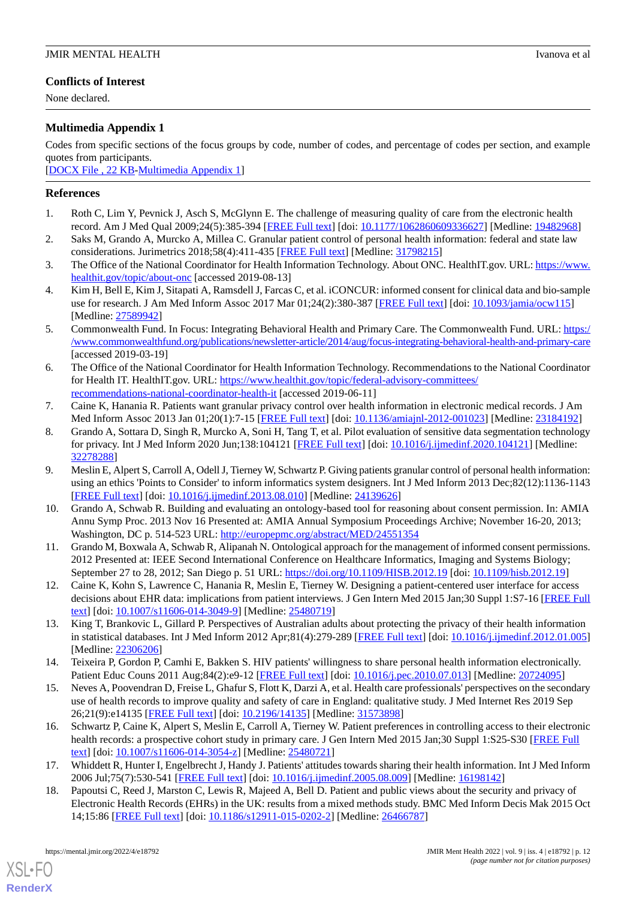## Conflicts of Interest

None declared.

## Multimedia Appendix 1

Codes from specific sections of the focus groups by code, number of codes, and percentage of codes per section, and example quotes from participants.

[DOCX File , 22 KB-Multimedia Appendix 1]

## References

1. Roth C, Lim Y, Pevnick J, Asch S, McGlynn E. The challenge of measuring quality of care from the electronic health record. Am J Med Qual 2009;24(5):385-394 [FREE Full text] [doi: 10.1177/1062860609336627] [Medline: 19482968]
2. Saks M, Grando A, Murcko A, Millea C. Granular patient control of personal health information: federal and state law considerations. Jurimetrics 2018;58(4):411-435 [FREE Full text] [Medline: 31798215]
3. The Office of the National Coordinator for Health Information Technology. About ONC. HealthIT.gov. URL: https://www.healthit.gov/topic/about-onc [accessed 2019-08-13]
4. Kim H, Bell E, Kim J, Sitapati A, Ramsdell J, Farcas C, et al. iCONCUR: informed consent for clinical data and bio-sample use for research. J Am Med Inform Assoc 2017 Mar 01;24(2):380-387 [FREE Full text] [doi: 10.1093/jamia/ocw115] [Medline: 27589942]
5. Commonwealth Fund. In Focus: Integrating Behavioral Health and Primary Care. The Commonwealth Fund. URL: https://www.commonwealthfund.org/publications/newsletter-article/2014/aug/focus-integrating-behavioral-health-and-primary-care [accessed 2019-03-19]
6. The Office of the National Coordinator for Health Information Technology. Recommendations to the National Coordinator for Health IT. HealthIT.gov. URL: https://www.healthit.gov/topic/federal-advisory-committees/recommendations-national-coordinator-health-it [accessed 2019-06-11]
7. Caine K, Hanania R. Patients want granular privacy control over health information in electronic medical records. J Am Med Inform Assoc 2013 Jan 01;20(1):7-15 [FREE Full text] [doi: 10.1136/amiajnl-2012-001023] [Medline: 23184192]
8. Grando A, Sottara D, Singh R, Murcko A, Soni H, Tang T, et al. Pilot evaluation of sensitive data segmentation technology for privacy. Int J Med Inform 2020 Jun;138:104121 [FREE Full text] [doi: 10.1016/j.ijmedinf.2020.104121] [Medline: 32278288]
9. Meslin E, Alpert S, Carroll A, Odell J, Tierney W, Schwartz P. Giving patients granular control of personal health information: using an ethics 'Points to Consider' to inform informatics system designers. Int J Med Inform 2013 Dec;82(12):1136-1143 [FREE Full text] [doi: 10.1016/j.ijmedinf.2013.08.010] [Medline: 24139626]
10. Grando A, Schwab R. Building and evaluating an ontology-based tool for reasoning about consent permission. In: AMIA Annu Symp Proc. 2013 Nov 16 Presented at: AMIA Annual Symposium Proceedings Archive; November 16-20, 2013; Washington, DC p. 514-523 URL: http://europepmc.org/abstract/MED/24551354
11. Grando M, Boxwala A, Schwab R, Alipanah N. Ontological approach for the management of informed consent permissions. 2012 Presented at: IEEE Second International Conference on Healthcare Informatics, Imaging and Systems Biology; September 27 to 28, 2012; San Diego p. 51 URL: https://doi.org/10.1109/HISB.2012.19 [doi: 10.1109/hisb.2012.19]
12. Caine K, Kohn S, Lawrence C, Hanania R, Meslin E, Tierney W. Designing a patient-centered user interface for access decisions about EHR data: implications from patient interviews. J Gen Intern Med 2015 Jan;30 Suppl 1:S7-16 [FREE Full text] [doi: 10.1007/s11606-014-3049-9] [Medline: 25480719]
13. King T, Brankovic L, Gillard P. Perspectives of Australian adults about protecting the privacy of their health information in statistical databases. Int J Med Inform 2012 Apr;81(4):279-289 [FREE Full text] [doi: 10.1016/j.ijmedinf.2012.01.005] [Medline: 22306206]
14. Teixeira P, Gordon P, Camhi E, Bakken S. HIV patients' willingness to share personal health information electronically. Patient Educ Couns 2011 Aug;84(2):e9-12 [FREE Full text] [doi: 10.1016/j.pec.2010.07.013] [Medline: 20724095]
15. Neves A, Poovendran D, Freise L, Ghafur S, Flott K, Darzi A, et al. Health care professionals' perspectives on the secondary use of health records to improve quality and safety of care in England: qualitative study. J Med Internet Res 2019 Sep 26;21(9):e14135 [FREE Full text] [doi: 10.2196/14135] [Medline: 31573898]
16. Schwartz P, Caine K, Alpert S, Meslin E, Carroll A, Tierney W. Patient preferences in controlling access to their electronic health records: a prospective cohort study in primary care. J Gen Intern Med 2015 Jan;30 Suppl 1:S25-S30 [FREE Full text] [doi: 10.1007/s11606-014-3054-z] [Medline: 25480721]
17. Whiddett R, Hunter I, Engelbrecht J, Handy J. Patients' attitudes towards sharing their health information. Int J Med Inform 2006 Jul;75(7):530-541 [FREE Full text] [doi: 10.1016/j.ijmedinf.2005.08.009] [Medline: 16198142]
18. Papoutsi C, Reed J, Marston C, Lewis R, Majeed A, Bell D. Patient and public views about the security and privacy of Electronic Health Records (EHRs) in the UK: results from a mixed methods study. BMC Med Inform Decis Mak 2015 Oct 14;15:86 [FREE Full text] [doi: 10.1186/s12911-015-0202-2] [Medline: 26466787]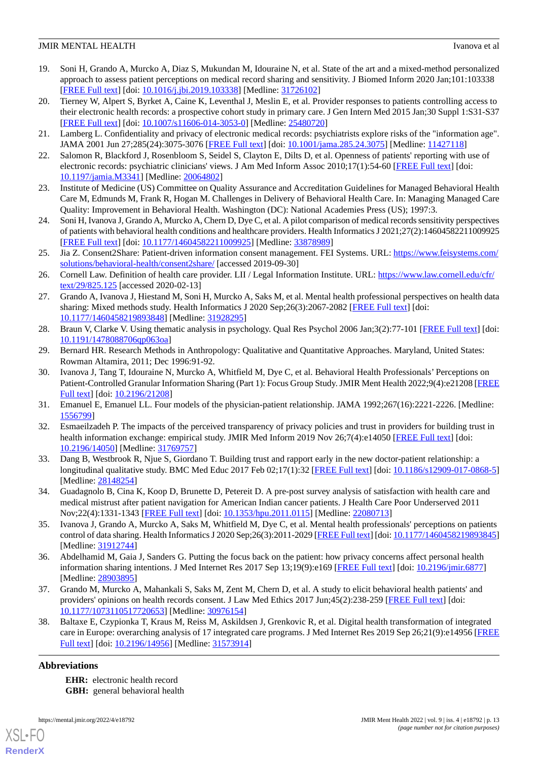19. Soni H, Grando A, Murcko A, Diaz S, Mukundan M, Idouraine N, et al. State of the art and a mixed-method personalized approach to assess patient perceptions on medical record sharing and sensitivity. J Biomed Inform 2020 Jan;101:103338 [FREE Full text] [doi: 10.1016/j.jbi.2019.103338] [Medline: 31726102]
20. Tierney W, Alpert S, Byrket A, Caine K, Leventhal J, Meslin E, et al. Provider responses to patients controlling access to their electronic health records: a prospective cohort study in primary care. J Gen Intern Med 2015 Jan;30 Suppl 1:S31-S37 [FREE Full text] [doi: 10.1007/s11606-014-3053-0] [Medline: 25480720]
21. Lamberg L. Confidentiality and privacy of electronic medical records: psychiatrists explore risks of the "information age". JAMA 2001 Jun 27;285(24):3075-3076 [FREE Full text] [doi: 10.1001/jama.285.24.3075] [Medline: 11427118]
22. Salomon R, Blackford J, Rosenbloom S, Seidel S, Clayton E, Dilts D, et al. Openness of patients' reporting with use of electronic records: psychiatric clinicians' views. J Am Med Inform Assoc 2010;17(1):54-60 [FREE Full text] [doi: 10.1197/jamia.M3341] [Medline: 20064802]
23. Institute of Medicine (US) Committee on Quality Assurance and Accreditation Guidelines for Managed Behavioral Health Care M, Edmunds M, Frank R, Hogan M. Challenges in Delivery of Behavioral Health Care. In: Managing Managed Care Quality: Improvement in Behavioral Health. Washington (DC): National Academies Press (US); 1997:3.
24. Soni H, Ivanova J, Grando A, Murcko A, Chern D, Dye C, et al. A pilot comparison of medical records sensitivity perspectives of patients with behavioral health conditions and healthcare providers. Health Informatics J 2021;27(2):14604582211009925 [FREE Full text] [doi: 10.1177/14604582211009925] [Medline: 33878989]
25. Jia Z. Consent2Share: Patient-driven information consent management. FEI Systems. URL: https://www.feisystems.com/solutions/behavioral-health/consent2share/ [accessed 2019-09-30]
26. Cornell Law. Definition of health care provider. LII / Legal Information Institute. URL: https://www.law.cornell.edu/cfr/text/29/825.125 [accessed 2020-02-13]
27. Grando A, Ivanova J, Hiestand M, Soni H, Murcko A, Saks M, et al. Mental health professional perspectives on health data sharing: Mixed methods study. Health Informatics J 2020 Sep;26(3):2067-2082 [FREE Full text] [doi: 10.1177/1460458219893848] [Medline: 31928295]
28. Braun V, Clarke V. Using thematic analysis in psychology. Qual Res Psychol 2006 Jan;3(2):77-101 [FREE Full text] [doi: 10.1191/1478088706qp063oa]
29. Bernard HR. Research Methods in Anthropology: Qualitative and Quantitative Approaches. Maryland, United States: Rowman Altamira, 2011; Dec 1996:91-92.
30. Ivanova J, Tang T, Idouraine N, Murcko A, Whitfield M, Dye C, et al. Behavioral Health Professionals' Perceptions on Patient-Controlled Granular Information Sharing (Part 1): Focus Group Study. JMIR Ment Health 2022;9(4):e21208 [FREE Full text] [doi: 10.2196/21208]
31. Emanuel E, Emanuel LL. Four models of the physician-patient relationship. JAMA 1992;267(16):2221-2226. [Medline: 1556799]
32. Esmaeilzadeh P. The impacts of the perceived transparency of privacy policies and trust in providers for building trust in health information exchange: empirical study. JMIR Med Inform 2019 Nov 26;7(4):e14050 [FREE Full text] [doi: 10.2196/14050] [Medline: 31769757]
33. Dang B, Westbrook R, Njue S, Giordano T. Building trust and rapport early in the new doctor-patient relationship: a longitudinal qualitative study. BMC Med Educ 2017 Feb 02;17(1):32 [FREE Full text] [doi: 10.1186/s12909-017-0868-5] [Medline: 28148254]
34. Guadagnolo B, Cina K, Koop D, Brunette D, Petereit D. A pre-post survey analysis of satisfaction with health care and medical mistrust after patient navigation for American Indian cancer patients. J Health Care Poor Underserved 2011 Nov;22(4):1331-1343 [FREE Full text] [doi: 10.1353/hpu.2011.0115] [Medline: 22080713]
35. Ivanova J, Grando A, Murcko A, Saks M, Whitfield M, Dye C, et al. Mental health professionals' perceptions on patients control of data sharing. Health Informatics J 2020 Sep;26(3):2011-2029 [FREE Full text] [doi: 10.1177/1460458219893845] [Medline: 31912744]
36. Abdelhamid M, Gaia J, Sanders G. Putting the focus back on the patient: how privacy concerns affect personal health information sharing intentions. J Med Internet Res 2017 Sep 13;19(9):e169 [FREE Full text] [doi: 10.2196/jmir.6877] [Medline: 28903895]
37. Grando M, Murcko A, Mahankali S, Saks M, Zent M, Chern D, et al. A study to elicit behavioral health patients' and providers' opinions on health records consent. J Law Med Ethics 2017 Jun;45(2):238-259 [FREE Full text] [doi: 10.1177/1073110517720653] [Medline: 30976154]
38. Baltaxe E, Czypionka T, Kraus M, Reiss M, Askildsen J, Grenkovic R, et al. Digital health transformation of integrated care in Europe: overarching analysis of 17 integrated care programs. J Med Internet Res 2019 Sep 26;21(9):e14956 [FREE Full text] [doi: 10.2196/14956] [Medline: 31573914]

## Abbreviations

**EHR:** electronic health record
**GBH:** general behavioral health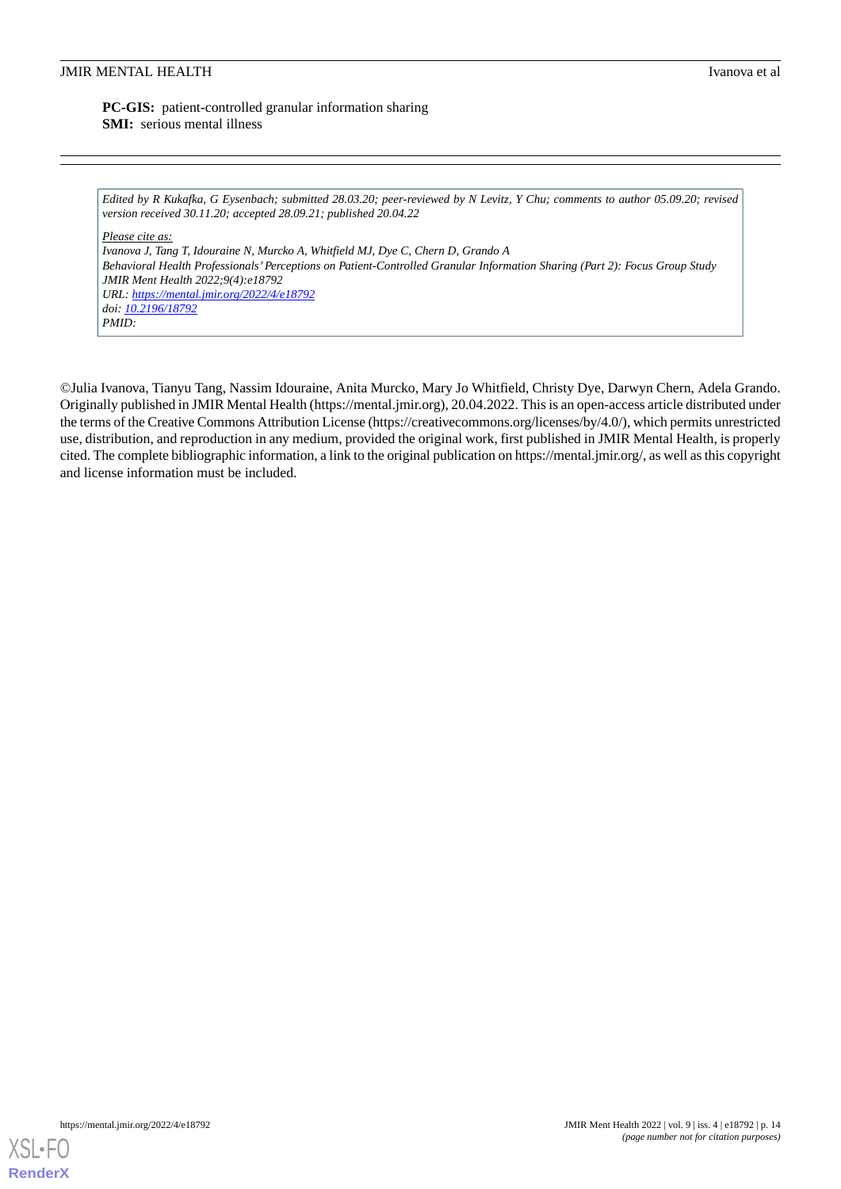**PC-GIS:** patient-controlled granular information sharing
**SMI:** serious mental illness

---

*Edited by R Kukafka, G Eysenbach; submitted 28.03.20; peer-reviewed by N Levitz, Y Chu; comments to author 05.09.20; revised version received 30.11.20; accepted 28.09.21; published 20.04.22*

*Please cite as:*
*Ivanova J, Tang T, Idouraine N, Murcko A, Whitfield MJ, Dye C, Chern D, Grando A*
*Behavioral Health Professionals' Perceptions on Patient-Controlled Granular Information Sharing (Part 2): Focus Group Study*
*JMIR Ment Health 2022;9(4):e18792*
*URL: https://mental.jmir.org/2022/4/e18792*
*doi: 10.2196/18792*
*PMID:*

©Julia Ivanova, Tianyu Tang, Nassim Idouraine, Anita Murcko, Mary Jo Whitfield, Christy Dye, Darwyn Chern, Adela Grando. Originally published in JMIR Mental Health (https://mental.jmir.org), 20.04.2022. This is an open-access article distributed under the terms of the Creative Commons Attribution License (https://creativecommons.org/licenses/by/4.0/), which permits unrestricted use, distribution, and reproduction in any medium, provided the original work, first published in JMIR Mental Health, is properly cited. The complete bibliographic information, a link to the original publication on https://mental.jmir.org/, as well as this copyright and license information must be included.